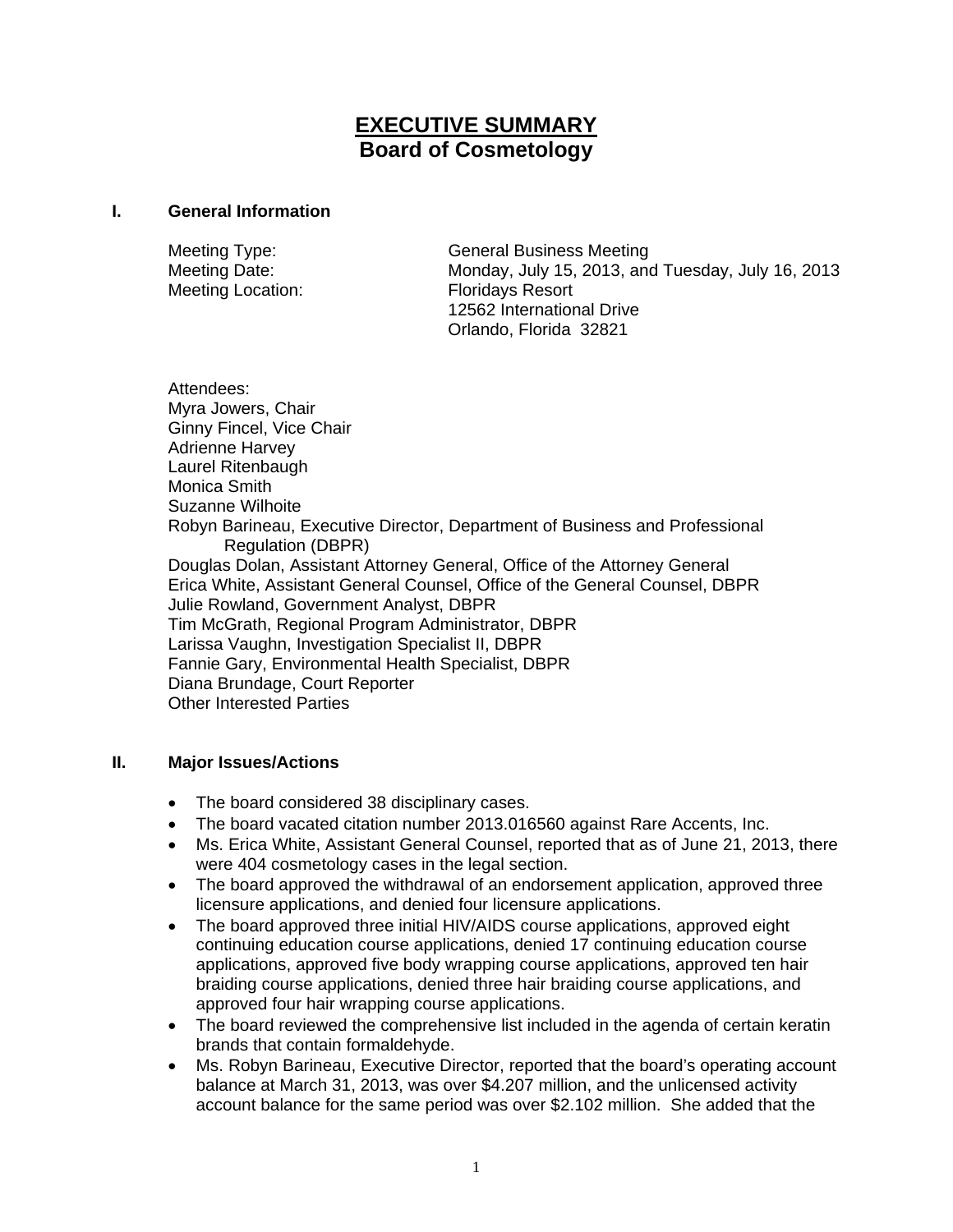# EXECUTIVE SUMMARY
## Board of Cosmetology

### I. General Information

Meeting Type: General Business Meeting
Meeting Date: Monday, July 15, 2013, and Tuesday, July 16, 2013
Meeting Location: Floridays Resort
12562 International Drive
Orlando, Florida 32821

Attendees:
Myra Jowers, Chair
Ginny Fincel, Vice Chair
Adrienne Harvey
Laurel Ritenbaugh
Monica Smith
Suzanne Wilhoite
Robyn Barineau, Executive Director, Department of Business and Professional Regulation (DBPR)
Douglas Dolan, Assistant Attorney General, Office of the Attorney General
Erica White, Assistant General Counsel, Office of the General Counsel, DBPR
Julie Rowland, Government Analyst, DBPR
Tim McGrath, Regional Program Administrator, DBPR
Larissa Vaughn, Investigation Specialist II, DBPR
Fannie Gary, Environmental Health Specialist, DBPR
Diana Brundage, Court Reporter
Other Interested Parties

### II. Major Issues/Actions

- The board considered 38 disciplinary cases.
- The board vacated citation number 2013.016560 against Rare Accents, Inc.
- Ms. Erica White, Assistant General Counsel, reported that as of June 21, 2013, there were 404 cosmetology cases in the legal section.
- The board approved the withdrawal of an endorsement application, approved three licensure applications, and denied four licensure applications.
- The board approved three initial HIV/AIDS course applications, approved eight continuing education course applications, denied 17 continuing education course applications, approved five body wrapping course applications, approved ten hair braiding course applications, denied three hair braiding course applications, and approved four hair wrapping course applications.
- The board reviewed the comprehensive list included in the agenda of certain keratin brands that contain formaldehyde.
- Ms. Robyn Barineau, Executive Director, reported that the board's operating account balance at March 31, 2013, was over $4.207 million, and the unlicensed activity account balance for the same period was over $2.102 million. She added that the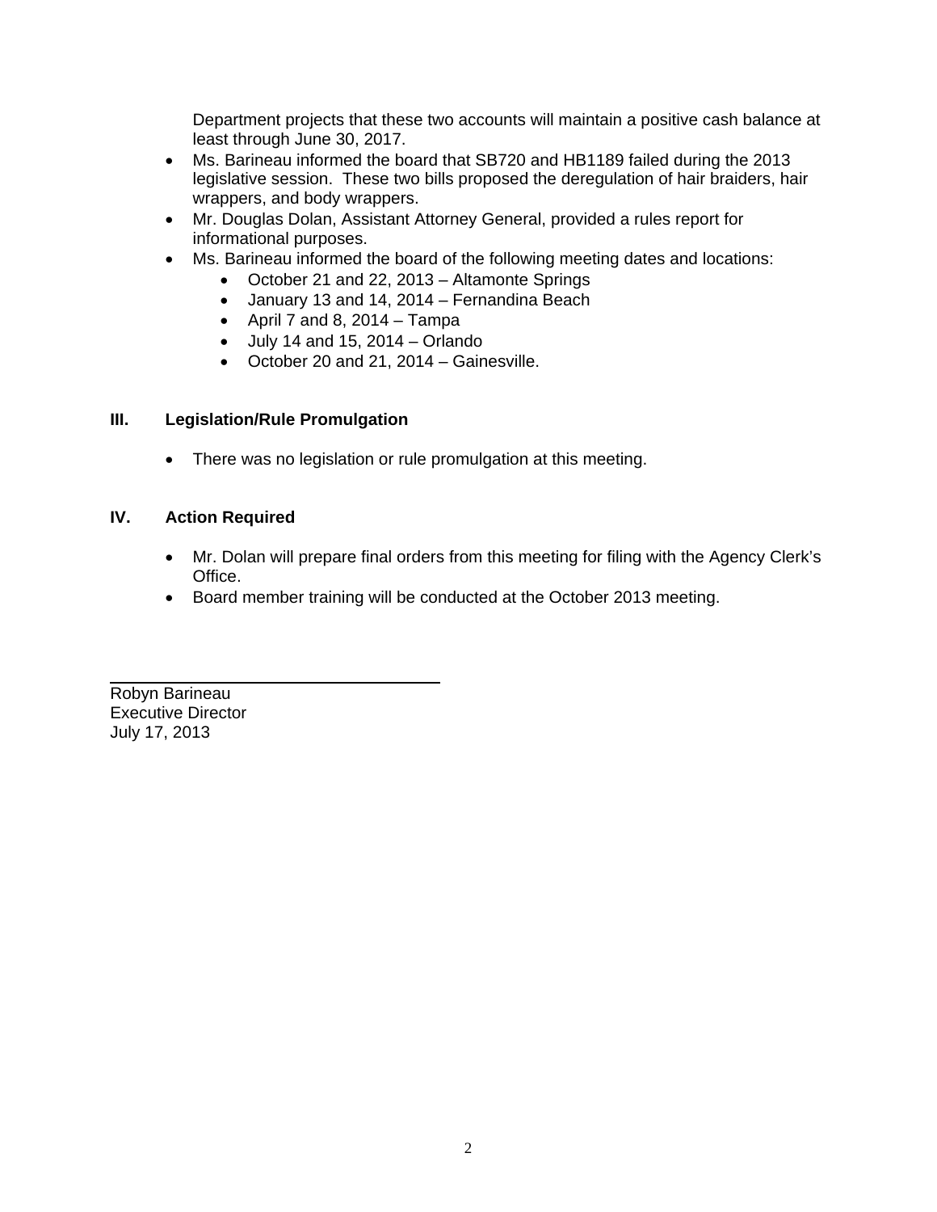Department projects that these two accounts will maintain a positive cash balance at least through June 30, 2017.

- Ms. Barineau informed the board that SB720 and HB1189 failed during the 2013 legislative session. These two bills proposed the deregulation of hair braiders, hair wrappers, and body wrappers.
- Mr. Douglas Dolan, Assistant Attorney General, provided a rules report for informational purposes.
- Ms. Barineau informed the board of the following meeting dates and locations:
  - October 21 and 22, 2013 – Altamonte Springs
  - January 13 and 14, 2014 – Fernandina Beach
  - April 7 and 8, 2014 – Tampa
  - July 14 and 15, 2014 – Orlando
  - October 20 and 21, 2014 – Gainesville.

## III. Legislation/Rule Promulgation

- There was no legislation or rule promulgation at this meeting.

## IV. Action Required

- Mr. Dolan will prepare final orders from this meeting for filing with the Agency Clerk's Office.
- Board member training will be conducted at the October 2013 meeting.

Robyn Barineau
Executive Director
July 17, 2013